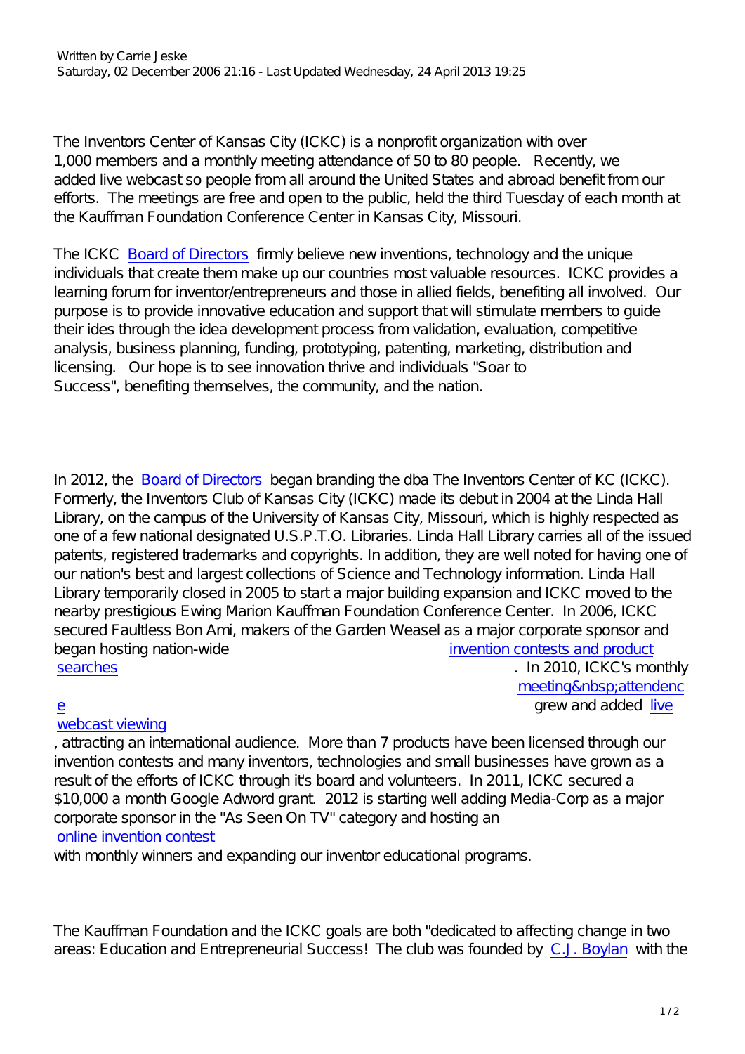The Inventors Center of Kansas City (ICKC) is a nonprofit organization with over 1,000 members and a monthly meeting attendance of 50 to 80 people. Recently, we added live webcast so people from all around the United States and abroad benefit from our efforts. The meetings are free and open to the public, held the third Tuesday of each month at the Kauffman Foundation Conference Center in Kansas City, Missouri.

The ICKC Board of Directors firmly believe new inventions, technology and the unique individuals that create them make up our countries most valuable resources. ICKC provides a learning forum for inventor/entrepreneurs and those in allied fields, benefiting all involved. Our purpose is to provide innovative education and support that will stimulate members to guide their ides through the idea development process from validation, evaluation, competitive analysis, business planning, funding, prototyping, patenting, marketing, distribution and licensing. Our hope is to see innovation thrive and individuals "Soar to Success", benefiting themselves, the community, and the nation.

In 2012, the Board of Directors began branding the dba The Inventors Center of KC (ICKC). Formerly, the Inventors Club of Kansas City (ICKC) made its debut in 2004 at the Linda Hall Library, on the campus of the University of Kansas City, Missouri, which is highly respected as one of a few national designated U.S.P.T.O. Libraries. Linda Hall Library carries all of the issued patents, registered trademarks and copyrights. In addition, they are well noted for having one of our nation's best and largest collections of Science and Technology information. Linda Hall Library temporarily closed in 2005 to start a major building expansion and ICKC moved to the nearby prestigious Ewing Marion Kauffman Foundation Conference Center. In 2006, ICKC secured Faultless Bon Ami, makers of the Garden Weasel as a major corporate sponsor and began hosting nation-wide invention contests and product searches. In 2010, ICKC's monthly meeting&nbsp;attendence grew and added live webcast viewing, attracting an international audience. More than 7 products have been licensed through our invention contests and many inventors, technologies and small businesses have grown as a result of the efforts of ICKC through it's board and volunteers. In 2011, ICKC secured a $10,000 a month Google Adword grant. 2012 is starting well adding Media-Corp as a major corporate sponsor in the "As Seen On TV" category and hosting an online invention contest with monthly winners and expanding our inventor educational programs.

The Kauffman Foundation and the ICKC goals are both "dedicated to affecting change in two areas: Education and Entrepreneurial Success! The club was founded by C.J. Boylan with the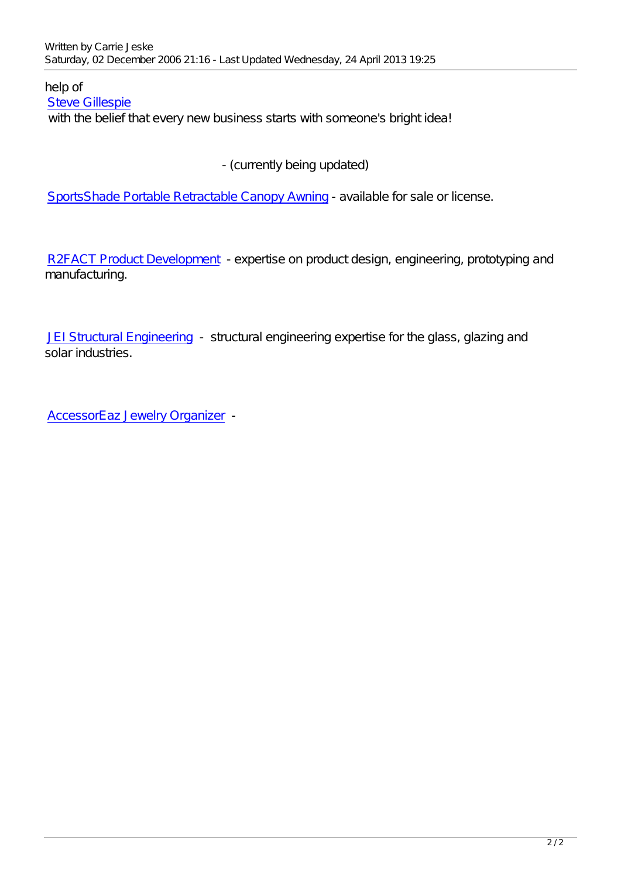help of
Steve Gillespie
with the belief that every new business starts with someone's bright idea!

- (currently being updated)

SportsShade Portable Retractable Canopy Awning - available for sale or license.

R2FACT Product Development - expertise on product design, engineering, prototyping and manufacturing.

JEI Structural Engineering - structural engineering expertise for the glass, glazing and solar industries.

AccessorEaz Jewelry Organizer -